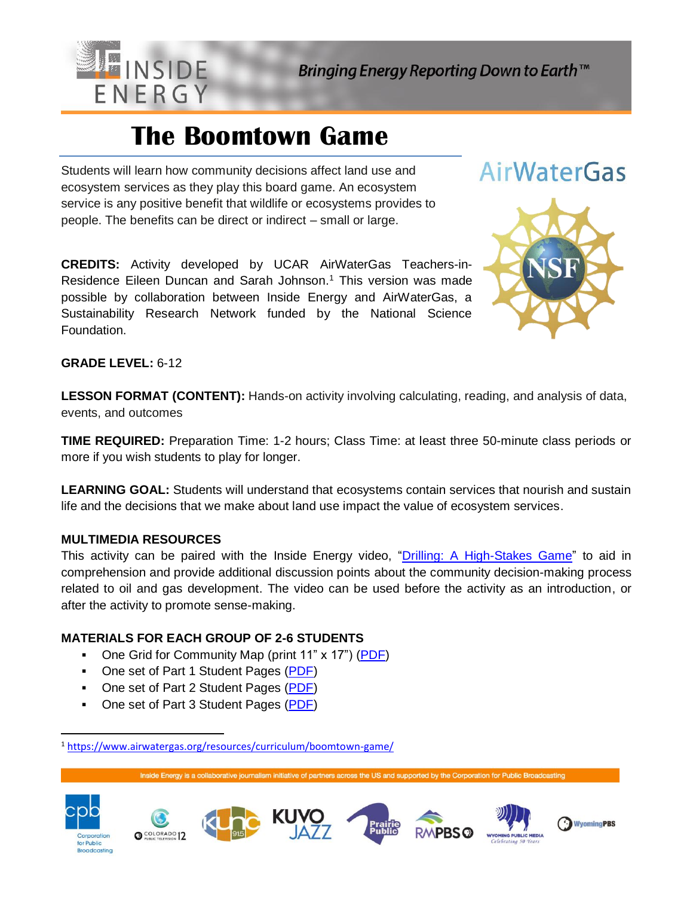# The Boomtown Game

Students will learn how community decisions affect land use and ecosystem services as they play this board game. An ecosystem service is any positive benefit that wildlife or ecosystems provides to people. The benefits can be direct or indirect – small or large.

**CREDITS:** Activity developed by UCAR AirWaterGas Teachers-in-Residence Eileen Duncan and Sarah Johnson.[1] This version was made possible by collaboration between Inside Energy and AirWaterGas, a Sustainability Research Network funded by the National Science Foundation.

**GRADE LEVEL:** 6-12

**LESSON FORMAT (CONTENT):** Hands-on activity involving calculating, reading, and analysis of data, events, and outcomes

**TIME REQUIRED:** Preparation Time: 1-2 hours; Class Time: at least three 50-minute class periods or more if you wish students to play for longer.

**LEARNING GOAL:** Students will understand that ecosystems contain services that nourish and sustain life and the decisions that we make about land use impact the value of ecosystem services.

**MULTIMEDIA RESOURCES**

This activity can be paired with the Inside Energy video, "Drilling: A High-Stakes Game" to aid in comprehension and provide additional discussion points about the community decision-making process related to oil and gas development. The video can be used before the activity as an introduction, or after the activity to promote sense-making.

**MATERIALS FOR EACH GROUP OF 2-6 STUDENTS**

- One Grid for Community Map (print 11" x 17") (PDF)
- One set of Part 1 Student Pages (PDF)
- One set of Part 2 Student Pages (PDF)
- One set of Part 3 Student Pages (PDF)

[1] https://www.airwatergas.org/resources/curriculum/boomtown-game/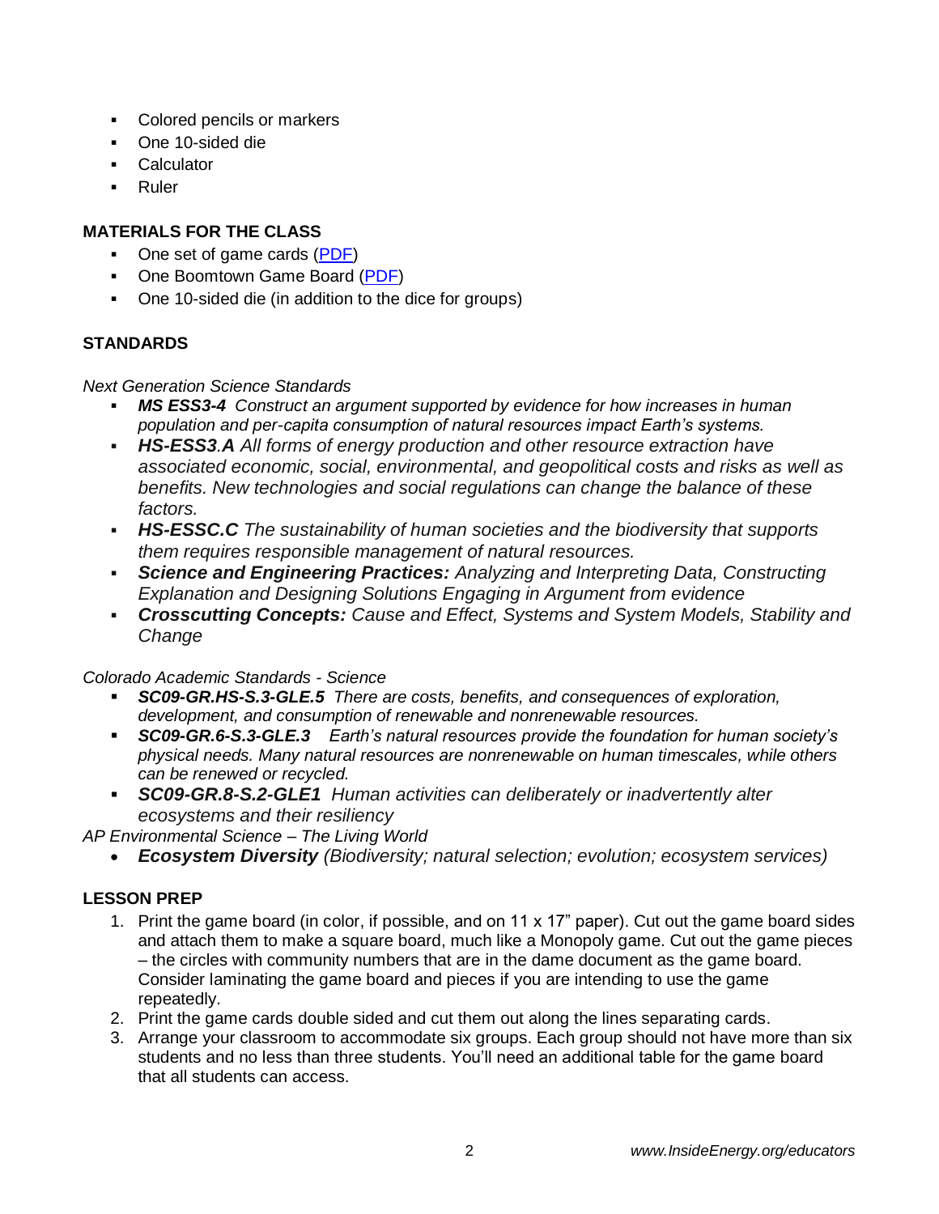- Colored pencils or markers
- One 10-sided die
- Calculator
- Ruler

**MATERIALS FOR THE CLASS**

- One set of game cards (PDF)
- One Boomtown Game Board (PDF)
- One 10-sided die (in addition to the dice for groups)

**STANDARDS**

*Next Generation Science Standards*

- ***MS ESS3-4*** *Construct an argument supported by evidence for how increases in human population and per-capita consumption of natural resources impact Earth's systems.*
- ***HS-ESS3.A*** *All forms of energy production and other resource extraction have associated economic, social, environmental, and geopolitical costs and risks as well as benefits. New technologies and social regulations can change the balance of these factors.*
- ***HS-ESSC.C*** *The sustainability of human societies and the biodiversity that supports them requires responsible management of natural resources.*
- ***Science and Engineering Practices:*** *Analyzing and Interpreting Data, Constructing Explanation and Designing Solutions Engaging in Argument from evidence*
- ***Crosscutting Concepts:*** *Cause and Effect, Systems and System Models, Stability and Change*

*Colorado Academic Standards - Science*

- ***SC09-GR.HS-S.3-GLE.5*** *There are costs, benefits, and consequences of exploration, development, and consumption of renewable and nonrenewable resources.*
- ***SC09-GR.6-S.3-GLE.3*** *Earth's natural resources provide the foundation for human society's physical needs. Many natural resources are nonrenewable on human timescales, while others can be renewed or recycled.*
- ***SC09-GR.8-S.2-GLE1*** *Human activities can deliberately or inadvertently alter ecosystems and their resiliency*

*AP Environmental Science – The Living World*

- ***Ecosystem Diversity*** *(Biodiversity; natural selection; evolution; ecosystem services)*

**LESSON PREP**

1. Print the game board (in color, if possible, and on 11 x 17" paper). Cut out the game board sides and attach them to make a square board, much like a Monopoly game. Cut out the game pieces – the circles with community numbers that are in the dame document as the game board. Consider laminating the game board and pieces if you are intending to use the game repeatedly.
2. Print the game cards double sided and cut them out along the lines separating cards.
3. Arrange your classroom to accommodate six groups. Each group should not have more than six students and no less than three students. You'll need an additional table for the game board that all students can access.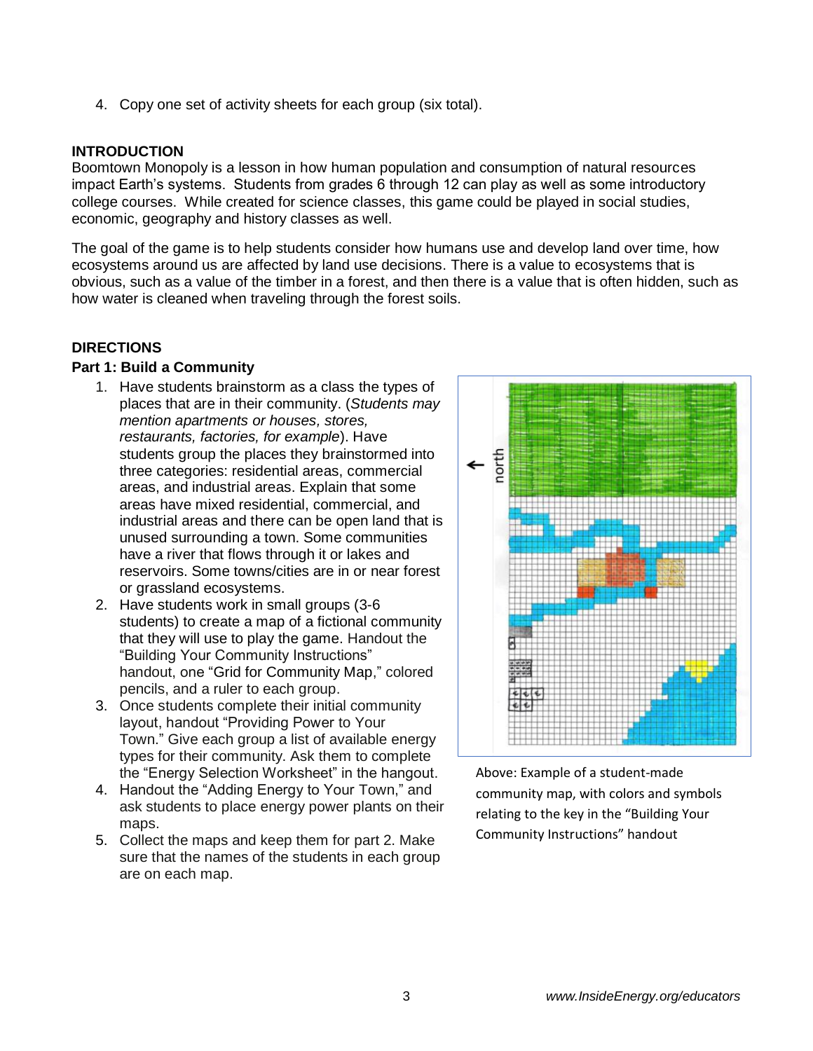4. Copy one set of activity sheets for each group (six total).

**INTRODUCTION**

Boomtown Monopoly is a lesson in how human population and consumption of natural resources impact Earth's systems. Students from grades 6 through 12 can play as well as some introductory college courses. While created for science classes, this game could be played in social studies, economic, geography and history classes as well.

The goal of the game is to help students consider how humans use and develop land over time, how ecosystems around us are affected by land use decisions. There is a value to ecosystems that is obvious, such as a value of the timber in a forest, and then there is a value that is often hidden, such as how water is cleaned when traveling through the forest soils.

**DIRECTIONS**

**Part 1: Build a Community**

1. Have students brainstorm as a class the types of places that are in their community. (*Students may mention apartments or houses, stores, restaurants, factories, for example*). Have students group the places they brainstormed into three categories: residential areas, commercial areas, and industrial areas. Explain that some areas have mixed residential, commercial, and industrial areas and there can be open land that is unused surrounding a town. Some communities have a river that flows through it or lakes and reservoirs. Some towns/cities are in or near forest or grassland ecosystems.
2. Have students work in small groups (3-6 students) to create a map of a fictional community that they will use to play the game. Handout the "Building Your Community Instructions" handout, one "Grid for Community Map," colored pencils, and a ruler to each group.
3. Once students complete their initial community layout, handout "Providing Power to Your Town." Give each group a list of available energy types for their community. Ask them to complete the "Energy Selection Worksheet" in the hangout.
4. Handout the "Adding Energy to Your Town," and ask students to place energy power plants on their maps.
5. Collect the maps and keep them for part 2. Make sure that the names of the students in each group are on each map.

Above: Example of a student-made community map, with colors and symbols relating to the key in the "Building Your Community Instructions" handout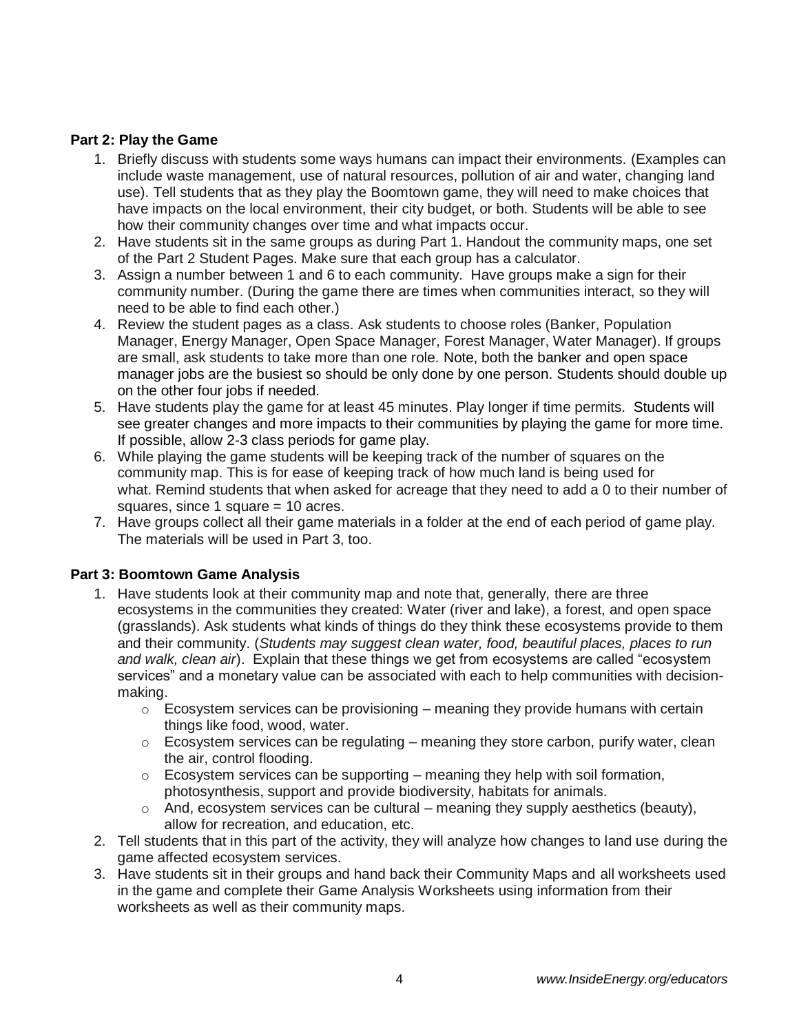**Part 2: Play the Game**

1. Briefly discuss with students some ways humans can impact their environments. (Examples can include waste management, use of natural resources, pollution of air and water, changing land use). Tell students that as they play the Boomtown game, they will need to make choices that have impacts on the local environment, their city budget, or both. Students will be able to see how their community changes over time and what impacts occur.
2. Have students sit in the same groups as during Part 1. Handout the community maps, one set of the Part 2 Student Pages. Make sure that each group has a calculator.
3. Assign a number between 1 and 6 to each community. Have groups make a sign for their community number. (During the game there are times when communities interact, so they will need to be able to find each other.)
4. Review the student pages as a class. Ask students to choose roles (Banker, Population Manager, Energy Manager, Open Space Manager, Forest Manager, Water Manager). If groups are small, ask students to take more than one role. Note, both the banker and open space manager jobs are the busiest so should be only done by one person. Students should double up on the other four jobs if needed.
5. Have students play the game for at least 45 minutes. Play longer if time permits. Students will see greater changes and more impacts to their communities by playing the game for more time. If possible, allow 2-3 class periods for game play.
6. While playing the game students will be keeping track of the number of squares on the community map. This is for ease of keeping track of how much land is being used for what. Remind students that when asked for acreage that they need to add a 0 to their number of squares, since 1 square = 10 acres.
7. Have groups collect all their game materials in a folder at the end of each period of game play. The materials will be used in Part 3, too.

**Part 3: Boomtown Game Analysis**

1. Have students look at their community map and note that, generally, there are three ecosystems in the communities they created: Water (river and lake), a forest, and open space (grasslands). Ask students what kinds of things do they think these ecosystems provide to them and their community. (*Students may suggest clean water, food, beautiful places, places to run and walk, clean air*). Explain that these things we get from ecosystems are called "ecosystem services" and a monetary value can be associated with each to help communities with decision-making.
   - Ecosystem services can be provisioning – meaning they provide humans with certain things like food, wood, water.
   - Ecosystem services can be regulating – meaning they store carbon, purify water, clean the air, control flooding.
   - Ecosystem services can be supporting – meaning they help with soil formation, photosynthesis, support and provide biodiversity, habitats for animals.
   - And, ecosystem services can be cultural – meaning they supply aesthetics (beauty), allow for recreation, and education, etc.
2. Tell students that in this part of the activity, they will analyze how changes to land use during the game affected ecosystem services.
3. Have students sit in their groups and hand back their Community Maps and all worksheets used in the game and complete their Game Analysis Worksheets using information from their worksheets as well as their community maps.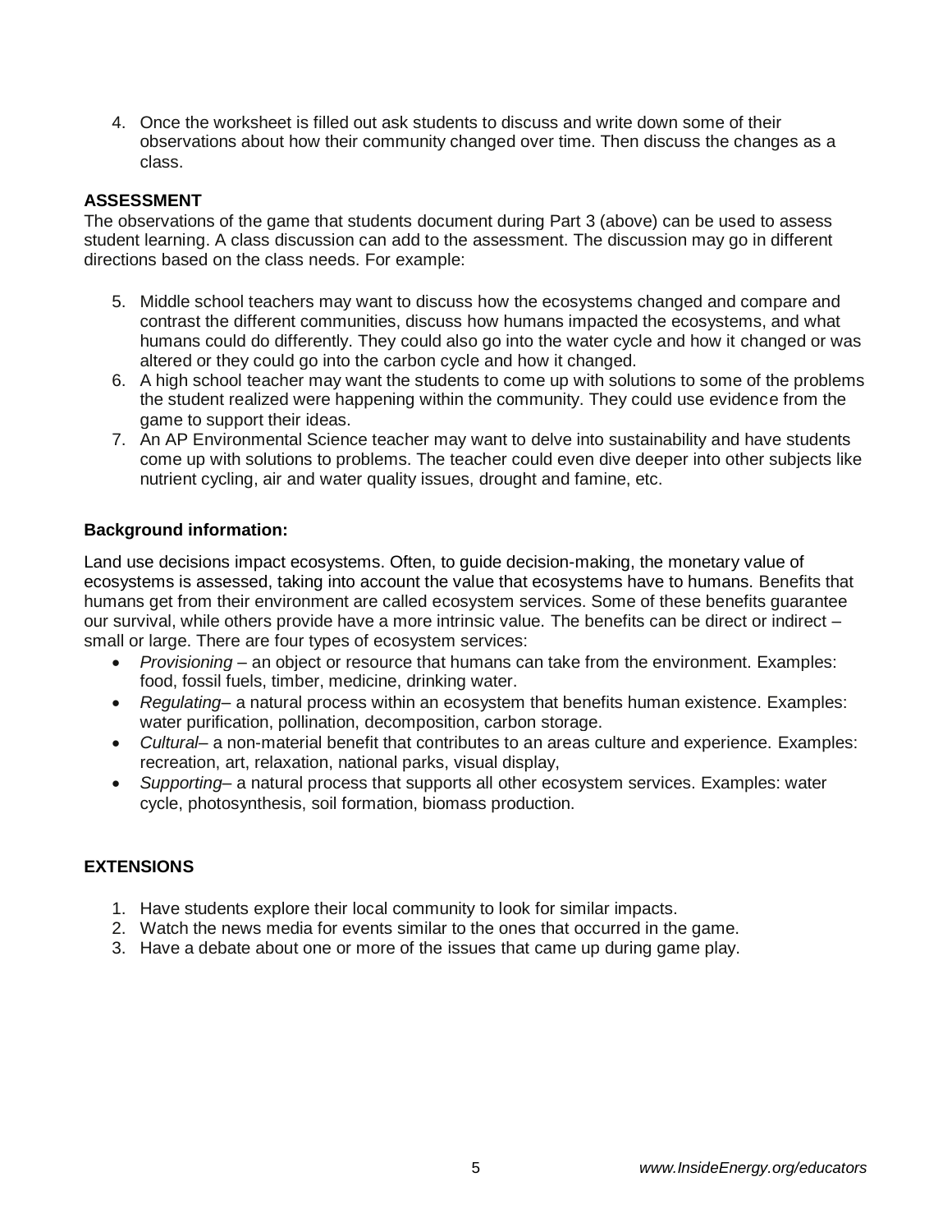4. Once the worksheet is filled out ask students to discuss and write down some of their observations about how their community changed over time. Then discuss the changes as a class.

**ASSESSMENT**

The observations of the game that students document during Part 3 (above) can be used to assess student learning. A class discussion can add to the assessment. The discussion may go in different directions based on the class needs. For example:

5. Middle school teachers may want to discuss how the ecosystems changed and compare and contrast the different communities, discuss how humans impacted the ecosystems, and what humans could do differently. They could also go into the water cycle and how it changed or was altered or they could go into the carbon cycle and how it changed.
6. A high school teacher may want the students to come up with solutions to some of the problems the student realized were happening within the community. They could use evidence from the game to support their ideas.
7. An AP Environmental Science teacher may want to delve into sustainability and have students come up with solutions to problems. The teacher could even dive deeper into other subjects like nutrient cycling, air and water quality issues, drought and famine, etc.

**Background information:**

Land use decisions impact ecosystems. Often, to guide decision-making, the monetary value of ecosystems is assessed, taking into account the value that ecosystems have to humans. Benefits that humans get from their environment are called ecosystem services. Some of these benefits guarantee our survival, while others provide have a more intrinsic value. The benefits can be direct or indirect – small or large. There are four types of ecosystem services:

- *Provisioning* – an object or resource that humans can take from the environment. Examples: food, fossil fuels, timber, medicine, drinking water.
- *Regulating*– a natural process within an ecosystem that benefits human existence. Examples: water purification, pollination, decomposition, carbon storage.
- *Cultural*– a non-material benefit that contributes to an areas culture and experience. Examples: recreation, art, relaxation, national parks, visual display,
- *Supporting*– a natural process that supports all other ecosystem services. Examples: water cycle, photosynthesis, soil formation, biomass production.

**EXTENSIONS**

1. Have students explore their local community to look for similar impacts.
2. Watch the news media for events similar to the ones that occurred in the game.
3. Have a debate about one or more of the issues that came up during game play.